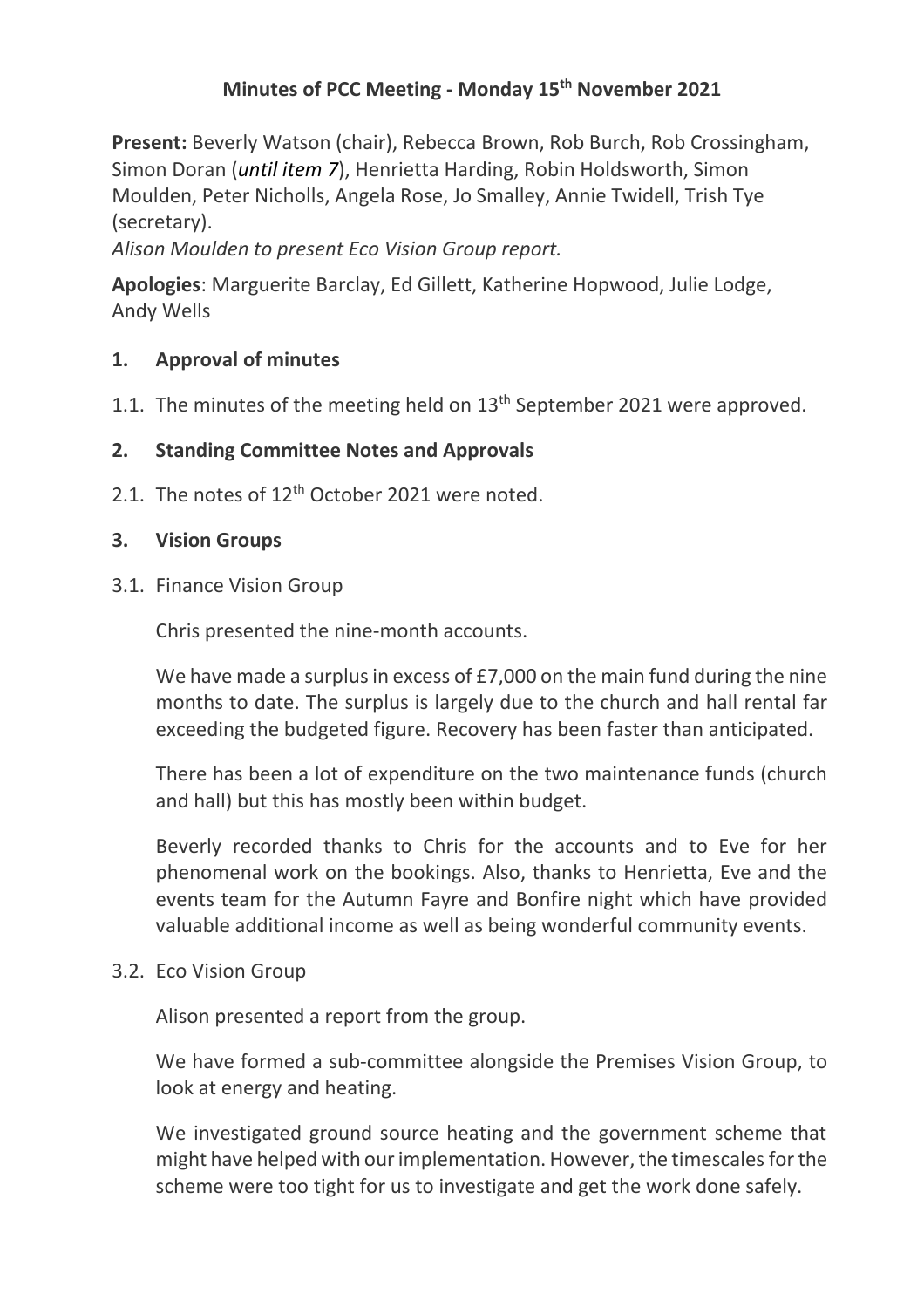# Minutes of PCC Meeting - Monday 15th November 2021

**Present:** Beverly Watson (chair), Rebecca Brown, Rob Burch, Rob Crossingham, Simon Doran (***until item 7***), Henrietta Harding, Robin Holdsworth, Simon Moulden, Peter Nicholls, Angela Rose, Jo Smalley, Annie Twidell, Trish Tye (secretary).

*Alison Moulden to present Eco Vision Group report.*

**Apologies**: Marguerite Barclay, Ed Gillett, Katherine Hopwood, Julie Lodge, Andy Wells

## 1. Approval of minutes

1.1. The minutes of the meeting held on 13th September 2021 were approved.

## 2. Standing Committee Notes and Approvals

2.1. The notes of 12th October 2021 were noted.

## 3. Vision Groups

3.1. Finance Vision Group

Chris presented the nine-month accounts.

We have made a surplus in excess of £7,000 on the main fund during the nine months to date. The surplus is largely due to the church and hall rental far exceeding the budgeted figure. Recovery has been faster than anticipated.

There has been a lot of expenditure on the two maintenance funds (church and hall) but this has mostly been within budget.

Beverly recorded thanks to Chris for the accounts and to Eve for her phenomenal work on the bookings. Also, thanks to Henrietta, Eve and the events team for the Autumn Fayre and Bonfire night which have provided valuable additional income as well as being wonderful community events.

3.2. Eco Vision Group

Alison presented a report from the group.

We have formed a sub-committee alongside the Premises Vision Group, to look at energy and heating.

We investigated ground source heating and the government scheme that might have helped with our implementation. However, the timescales for the scheme were too tight for us to investigate and get the work done safely.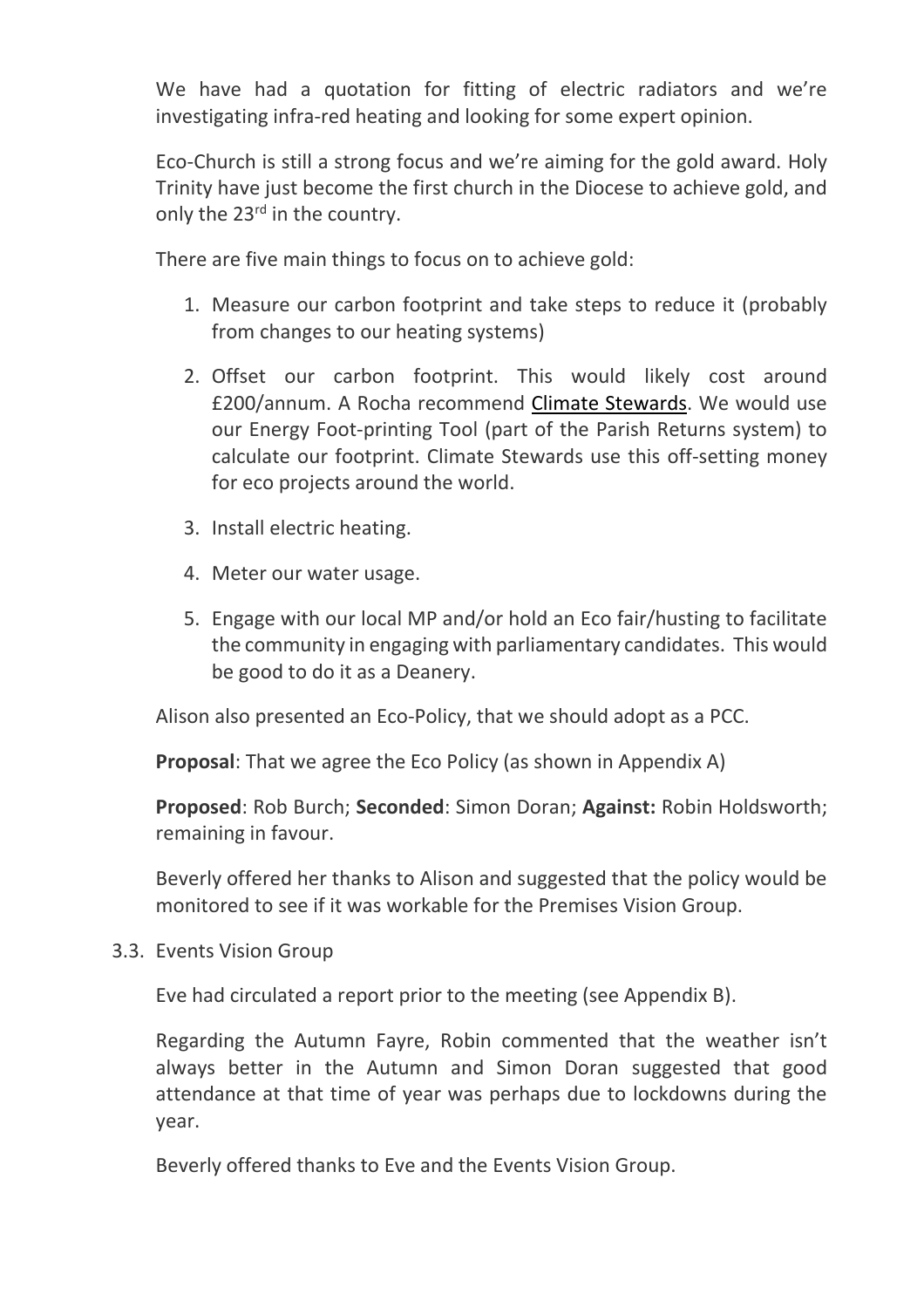We have had a quotation for fitting of electric radiators and we're investigating infra-red heating and looking for some expert opinion.

Eco-Church is still a strong focus and we're aiming for the gold award. Holy Trinity have just become the first church in the Diocese to achieve gold, and only the 23rd in the country.

There are five main things to focus on to achieve gold:

1. Measure our carbon footprint and take steps to reduce it (probably from changes to our heating systems)
2. Offset our carbon footprint. This would likely cost around £200/annum. A Rocha recommend Climate Stewards. We would use our Energy Foot-printing Tool (part of the Parish Returns system) to calculate our footprint. Climate Stewards use this off-setting money for eco projects around the world.
3. Install electric heating.
4. Meter our water usage.
5. Engage with our local MP and/or hold an Eco fair/husting to facilitate the community in engaging with parliamentary candidates. This would be good to do it as a Deanery.

Alison also presented an Eco-Policy, that we should adopt as a PCC.

**Proposal**: That we agree the Eco Policy (as shown in Appendix A)

**Proposed**: Rob Burch; **Seconded**: Simon Doran; **Against:** Robin Holdsworth; remaining in favour.

Beverly offered her thanks to Alison and suggested that the policy would be monitored to see if it was workable for the Premises Vision Group.

3.3. Events Vision Group

Eve had circulated a report prior to the meeting (see Appendix B).

Regarding the Autumn Fayre, Robin commented that the weather isn't always better in the Autumn and Simon Doran suggested that good attendance at that time of year was perhaps due to lockdowns during the year.

Beverly offered thanks to Eve and the Events Vision Group.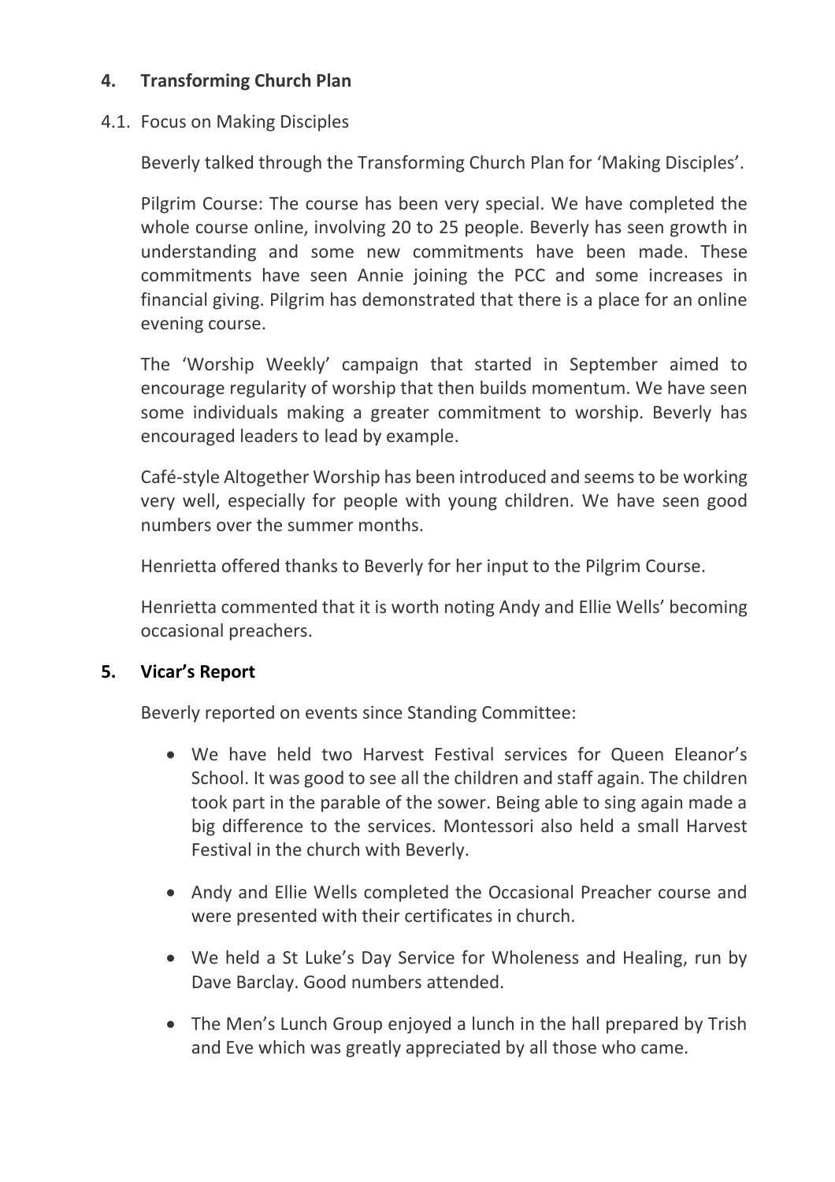## 4. Transforming Church Plan

### 4.1. Focus on Making Disciples

Beverly talked through the Transforming Church Plan for 'Making Disciples'.

Pilgrim Course: The course has been very special. We have completed the whole course online, involving 20 to 25 people. Beverly has seen growth in understanding and some new commitments have been made. These commitments have seen Annie joining the PCC and some increases in financial giving. Pilgrim has demonstrated that there is a place for an online evening course.

The 'Worship Weekly' campaign that started in September aimed to encourage regularity of worship that then builds momentum. We have seen some individuals making a greater commitment to worship. Beverly has encouraged leaders to lead by example.

Café-style Altogether Worship has been introduced and seems to be working very well, especially for people with young children. We have seen good numbers over the summer months.

Henrietta offered thanks to Beverly for her input to the Pilgrim Course.

Henrietta commented that it is worth noting Andy and Ellie Wells' becoming occasional preachers.

## 5. Vicar's Report

Beverly reported on events since Standing Committee:

- We have held two Harvest Festival services for Queen Eleanor's School. It was good to see all the children and staff again. The children took part in the parable of the sower. Being able to sing again made a big difference to the services. Montessori also held a small Harvest Festival in the church with Beverly.
- Andy and Ellie Wells completed the Occasional Preacher course and were presented with their certificates in church.
- We held a St Luke's Day Service for Wholeness and Healing, run by Dave Barclay. Good numbers attended.
- The Men's Lunch Group enjoyed a lunch in the hall prepared by Trish and Eve which was greatly appreciated by all those who came.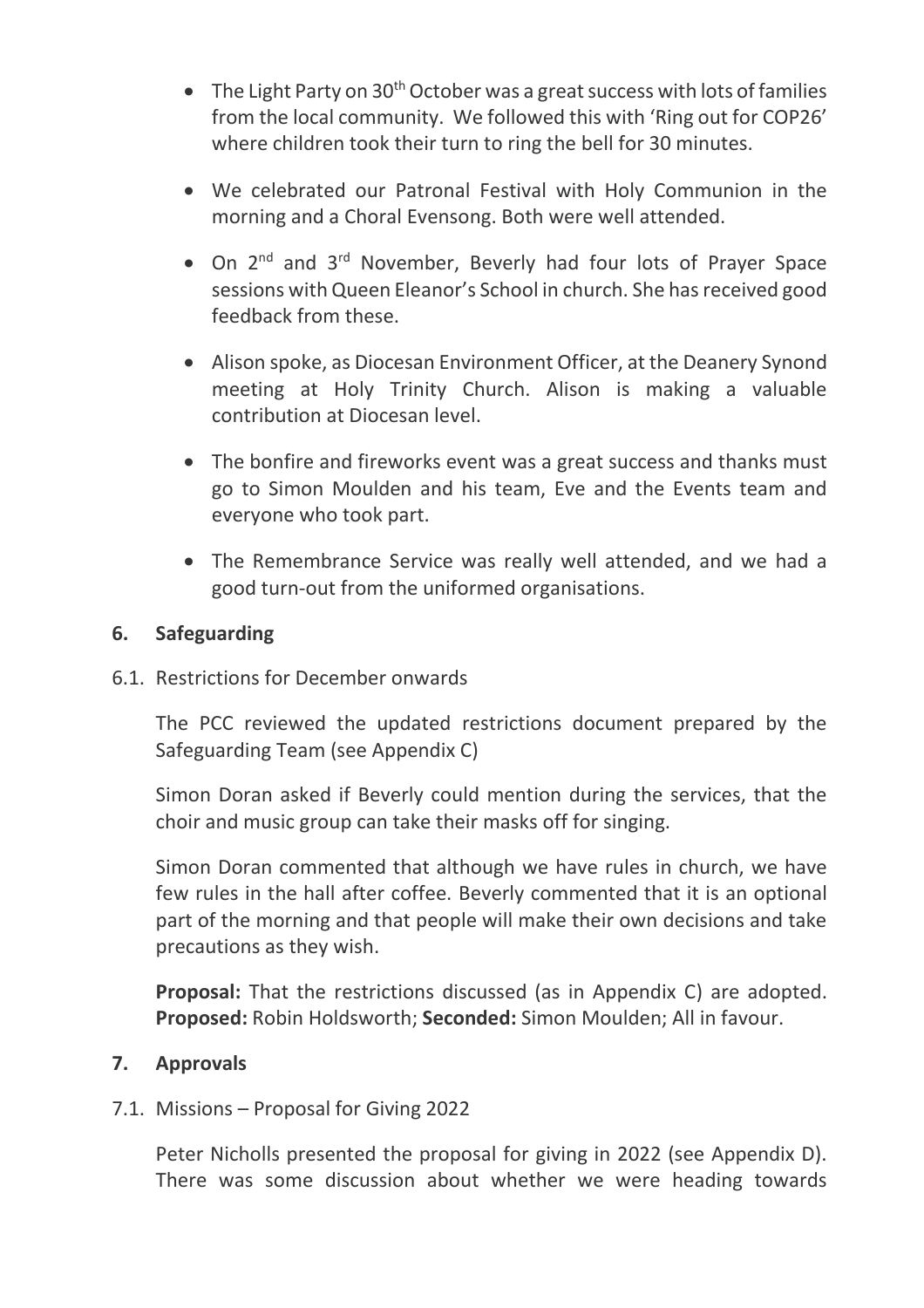- The Light Party on 30th October was a great success with lots of families from the local community. We followed this with 'Ring out for COP26' where children took their turn to ring the bell for 30 minutes.
- We celebrated our Patronal Festival with Holy Communion in the morning and a Choral Evensong. Both were well attended.
- On 2nd and 3rd November, Beverly had four lots of Prayer Space sessions with Queen Eleanor's School in church. She has received good feedback from these.
- Alison spoke, as Diocesan Environment Officer, at the Deanery Synond meeting at Holy Trinity Church. Alison is making a valuable contribution at Diocesan level.
- The bonfire and fireworks event was a great success and thanks must go to Simon Moulden and his team, Eve and the Events team and everyone who took part.
- The Remembrance Service was really well attended, and we had a good turn-out from the uniformed organisations.

## 6. Safeguarding

6.1. Restrictions for December onwards

The PCC reviewed the updated restrictions document prepared by the Safeguarding Team (see Appendix C)

Simon Doran asked if Beverly could mention during the services, that the choir and music group can take their masks off for singing.

Simon Doran commented that although we have rules in church, we have few rules in the hall after coffee. Beverly commented that it is an optional part of the morning and that people will make their own decisions and take precautions as they wish.

**Proposal:** That the restrictions discussed (as in Appendix C) are adopted. **Proposed:** Robin Holdsworth; **Seconded:** Simon Moulden; All in favour.

## 7. Approvals

7.1. Missions – Proposal for Giving 2022

Peter Nicholls presented the proposal for giving in 2022 (see Appendix D). There was some discussion about whether we were heading towards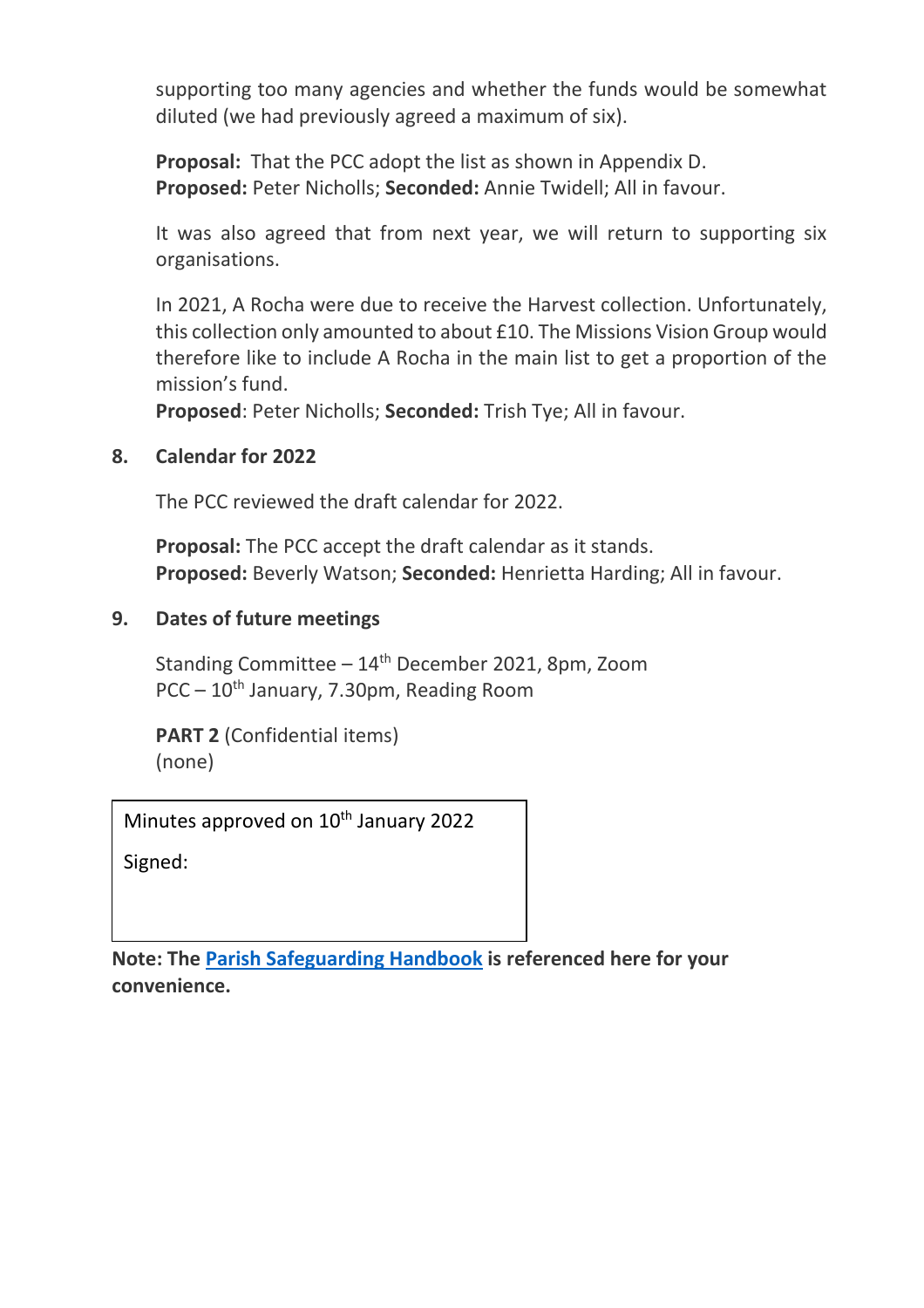supporting too many agencies and whether the funds would be somewhat diluted (we had previously agreed a maximum of six).

**Proposal:** That the PCC adopt the list as shown in Appendix D.
**Proposed:** Peter Nicholls; **Seconded:** Annie Twidell; All in favour.

It was also agreed that from next year, we will return to supporting six organisations.

In 2021, A Rocha were due to receive the Harvest collection. Unfortunately, this collection only amounted to about £10. The Missions Vision Group would therefore like to include A Rocha in the main list to get a proportion of the mission's fund.
**Proposed**: Peter Nicholls; **Seconded:** Trish Tye; All in favour.

## 8. Calendar for 2022

The PCC reviewed the draft calendar for 2022.

**Proposal:** The PCC accept the draft calendar as it stands.
**Proposed:** Beverly Watson; **Seconded:** Henrietta Harding; All in favour.

## 9. Dates of future meetings

Standing Committee – 14th December 2021, 8pm, Zoom
PCC – 10th January, 7.30pm, Reading Room

**PART 2** (Confidential items)
(none)

| Minutes approved on 10th January 2022 |
|---|
| Signed: |

**Note: The Parish Safeguarding Handbook is referenced here for your convenience.**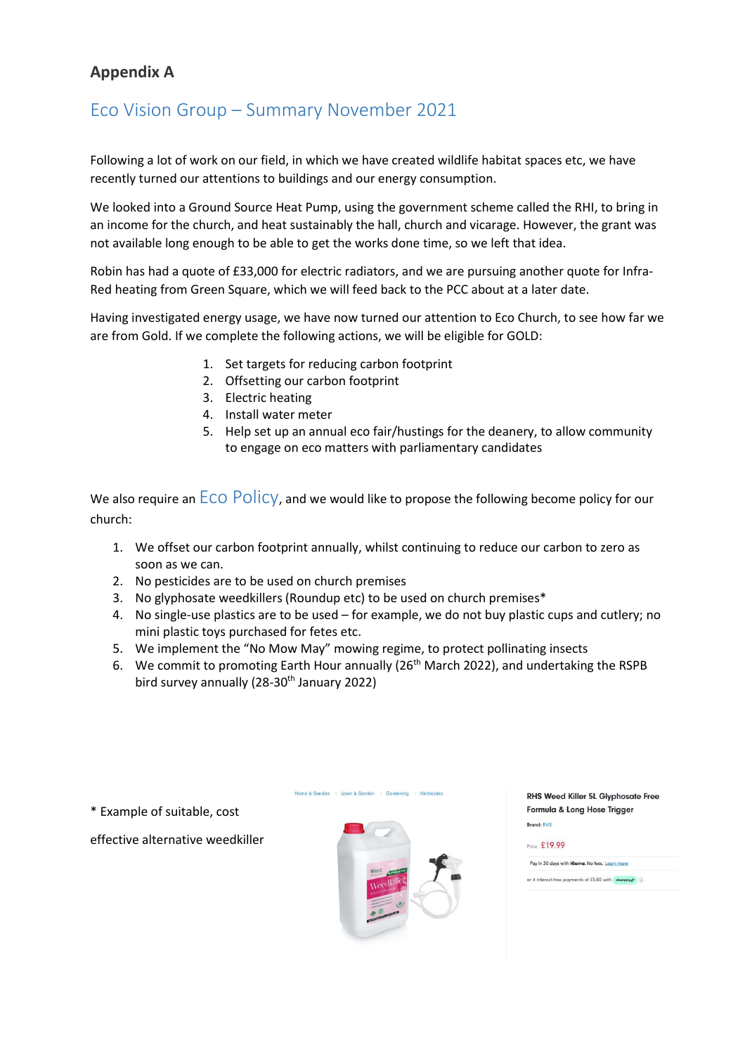## Appendix A

# Eco Vision Group – Summary November 2021

Following a lot of work on our field, in which we have created wildlife habitat spaces etc, we have recently turned our attentions to buildings and our energy consumption.

We looked into a Ground Source Heat Pump, using the government scheme called the RHI, to bring in an income for the church, and heat sustainably the hall, church and vicarage. However, the grant was not available long enough to be able to get the works done time, so we left that idea.

Robin has had a quote of £33,000 for electric radiators, and we are pursuing another quote for Infra-Red heating from Green Square, which we will feed back to the PCC about at a later date.

Having investigated energy usage, we have now turned our attention to Eco Church, to see how far we are from Gold. If we complete the following actions, we will be eligible for GOLD:

1. Set targets for reducing carbon footprint
2. Offsetting our carbon footprint
3. Electric heating
4. Install water meter
5. Help set up an annual eco fair/hustings for the deanery, to allow community to engage on eco matters with parliamentary candidates

We also require an Eco Policy, and we would like to propose the following become policy for our church:

1. We offset our carbon footprint annually, whilst continuing to reduce our carbon to zero as soon as we can.
2. No pesticides are to be used on church premises
3. No glyphosate weedkillers (Roundup etc) to be used on church premises*
4. No single-use plastics are to be used – for example, we do not buy plastic cups and cutlery; no mini plastic toys purchased for fetes etc.
5. We implement the "No Mow May" mowing regime, to protect pollinating insects
6. We commit to promoting Earth Hour annually (26th March 2022), and undertaking the RSPB bird survey annually (28-30th January 2022)

* Example of suitable, cost effective alternative weedkiller

Home & Garden › Lawn & Garden › Gardening › Herbicides

RHS Weed Killer 5L Glyphosate Free Formula & Long Hose Trigger

Brand: RHS

Price: £19.99

Pay in 30 days with Klarna. No fees. Learn more

or 4 interest-free payments of £5.00 with clearpay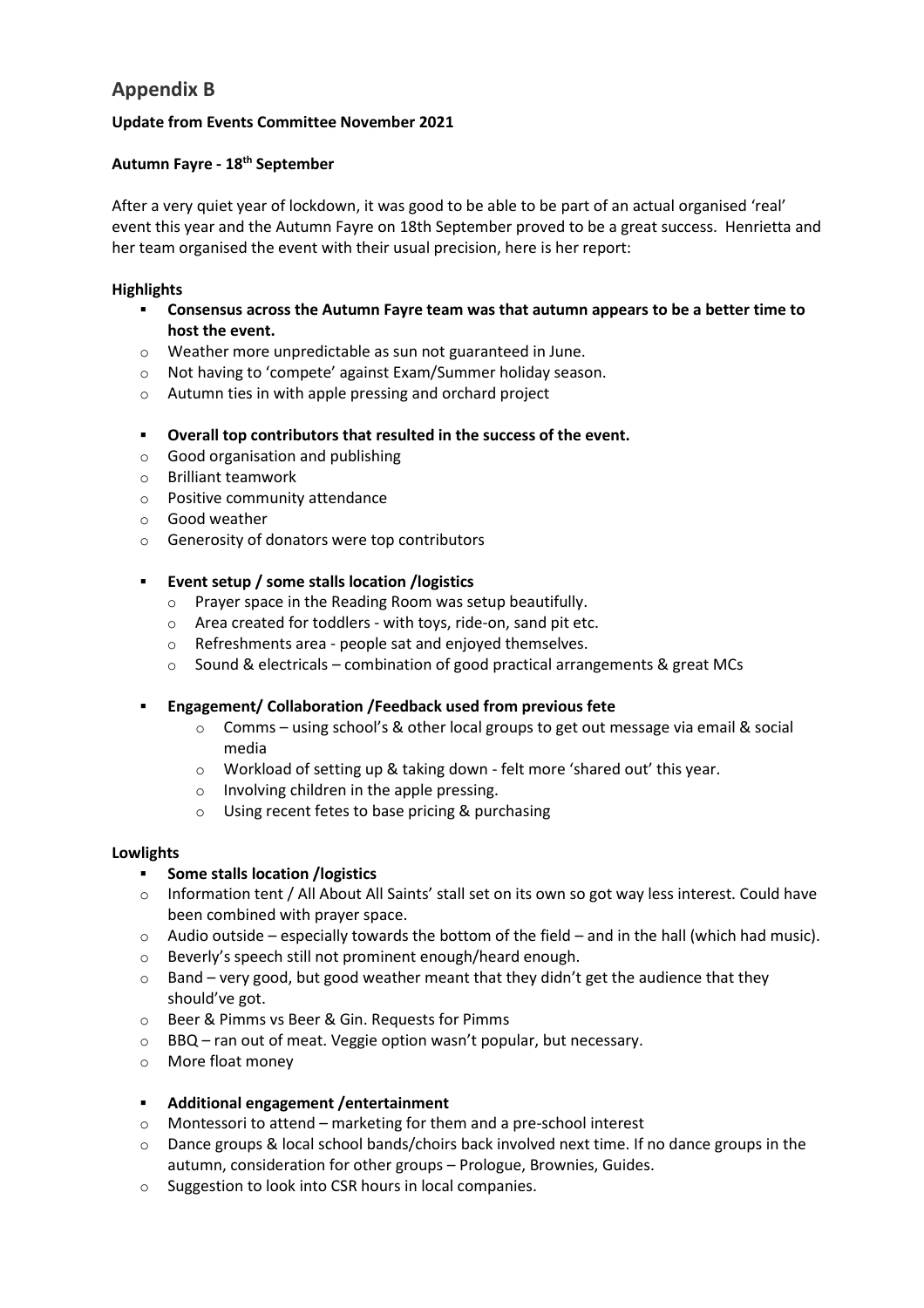## Appendix B

**Update from Events Committee November 2021**

**Autumn Fayre - 18th September**

After a very quiet year of lockdown, it was good to be able to be part of an actual organised 'real' event this year and the Autumn Fayre on 18th September proved to be a great success. Henrietta and her team organised the event with their usual precision, here is her report:

**Highlights**

- **Consensus across the Autumn Fayre team was that autumn appears to be a better time to host the event.**
  - Weather more unpredictable as sun not guaranteed in June.
  - Not having to 'compete' against Exam/Summer holiday season.
  - Autumn ties in with apple pressing and orchard project

- **Overall top contributors that resulted in the success of the event.**
  - Good organisation and publishing
  - Brilliant teamwork
  - Positive community attendance
  - Good weather
  - Generosity of donators were top contributors

- **Event setup / some stalls location /logistics**
  - Prayer space in the Reading Room was setup beautifully.
  - Area created for toddlers - with toys, ride-on, sand pit etc.
  - Refreshments area - people sat and enjoyed themselves.
  - Sound & electricals – combination of good practical arrangements & great MCs

- **Engagement/ Collaboration /Feedback used from previous fete**
  - Comms – using school's & other local groups to get out message via email & social media
  - Workload of setting up & taking down - felt more 'shared out' this year.
  - Involving children in the apple pressing.
  - Using recent fetes to base pricing & purchasing

**Lowlights**

- **Some stalls location /logistics**
  - Information tent / All About All Saints' stall set on its own so got way less interest. Could have been combined with prayer space.
  - Audio outside – especially towards the bottom of the field – and in the hall (which had music).
  - Beverly's speech still not prominent enough/heard enough.
  - Band – very good, but good weather meant that they didn't get the audience that they should've got.
  - Beer & Pimms vs Beer & Gin. Requests for Pimms
  - BBQ – ran out of meat. Veggie option wasn't popular, but necessary.
  - More float money

- **Additional engagement /entertainment**
  - Montessori to attend – marketing for them and a pre-school interest
  - Dance groups & local school bands/choirs back involved next time. If no dance groups in the autumn, consideration for other groups – Prologue, Brownies, Guides.
  - Suggestion to look into CSR hours in local companies.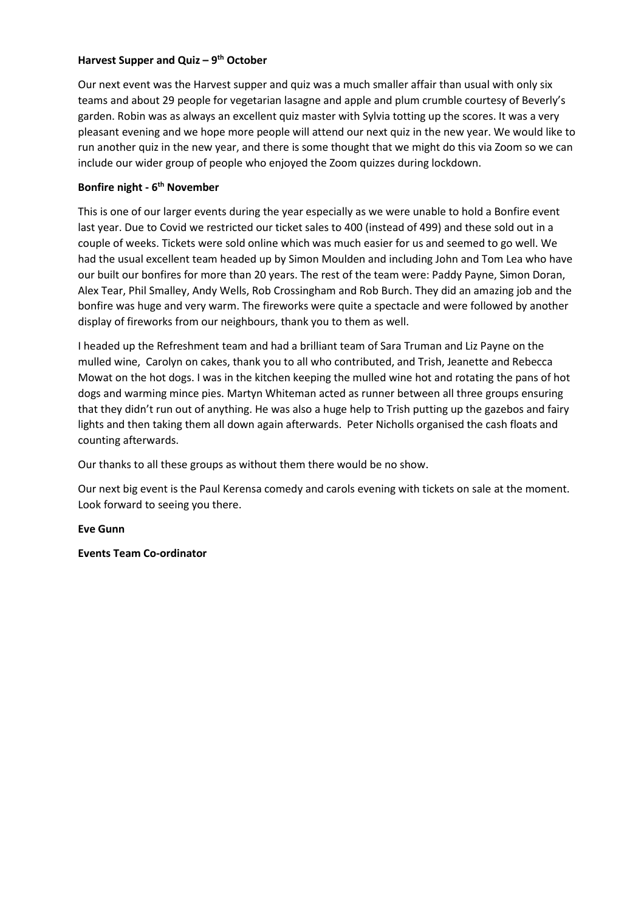**Harvest Supper and Quiz – 9th October**

Our next event was the Harvest supper and quiz was a much smaller affair than usual with only six teams and about 29 people for vegetarian lasagne and apple and plum crumble courtesy of Beverly's garden. Robin was as always an excellent quiz master with Sylvia totting up the scores. It was a very pleasant evening and we hope more people will attend our next quiz in the new year. We would like to run another quiz in the new year, and there is some thought that we might do this via Zoom so we can include our wider group of people who enjoyed the Zoom quizzes during lockdown.

**Bonfire night - 6th November**

This is one of our larger events during the year especially as we were unable to hold a Bonfire event last year. Due to Covid we restricted our ticket sales to 400 (instead of 499) and these sold out in a couple of weeks. Tickets were sold online which was much easier for us and seemed to go well. We had the usual excellent team headed up by Simon Moulden and including John and Tom Lea who have our built our bonfires for more than 20 years. The rest of the team were: Paddy Payne, Simon Doran, Alex Tear, Phil Smalley, Andy Wells, Rob Crossingham and Rob Burch. They did an amazing job and the bonfire was huge and very warm. The fireworks were quite a spectacle and were followed by another display of fireworks from our neighbours, thank you to them as well.

I headed up the Refreshment team and had a brilliant team of Sara Truman and Liz Payne on the mulled wine, Carolyn on cakes, thank you to all who contributed, and Trish, Jeanette and Rebecca Mowat on the hot dogs. I was in the kitchen keeping the mulled wine hot and rotating the pans of hot dogs and warming mince pies. Martyn Whiteman acted as runner between all three groups ensuring that they didn't run out of anything. He was also a huge help to Trish putting up the gazebos and fairy lights and then taking them all down again afterwards. Peter Nicholls organised the cash floats and counting afterwards.

Our thanks to all these groups as without them there would be no show.

Our next big event is the Paul Kerensa comedy and carols evening with tickets on sale at the moment. Look forward to seeing you there.

**Eve Gunn**

**Events Team Co-ordinator**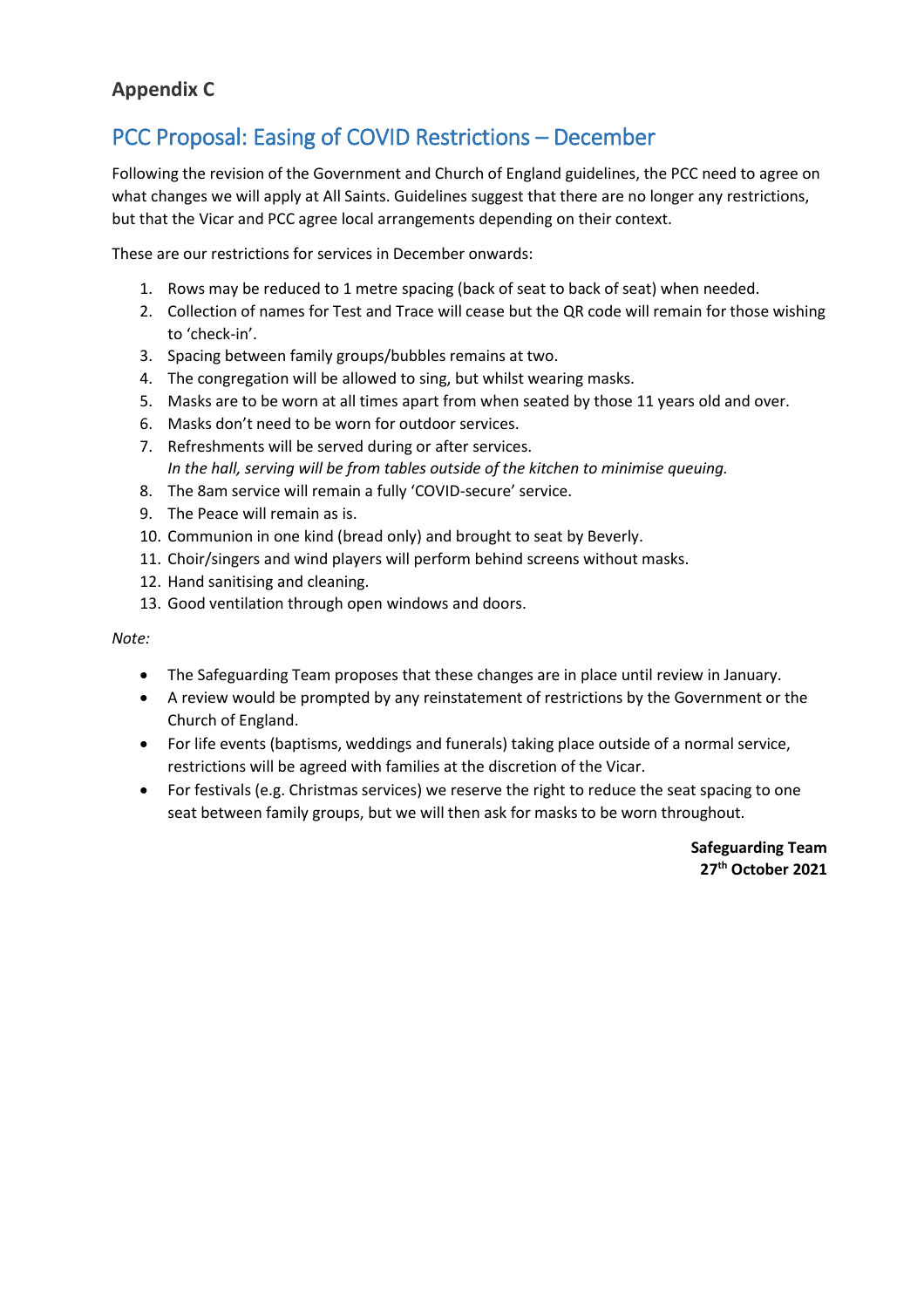## Appendix C

# PCC Proposal: Easing of COVID Restrictions – December

Following the revision of the Government and Church of England guidelines, the PCC need to agree on what changes we will apply at All Saints. Guidelines suggest that there are no longer any restrictions, but that the Vicar and PCC agree local arrangements depending on their context.

These are our restrictions for services in December onwards:

1. Rows may be reduced to 1 metre spacing (back of seat to back of seat) when needed.
2. Collection of names for Test and Trace will cease but the QR code will remain for those wishing to 'check-in'.
3. Spacing between family groups/bubbles remains at two.
4. The congregation will be allowed to sing, but whilst wearing masks.
5. Masks are to be worn at all times apart from when seated by those 11 years old and over.
6. Masks don't need to be worn for outdoor services.
7. Refreshments will be served during or after services.
   *In the hall, serving will be from tables outside of the kitchen to minimise queuing.*
8. The 8am service will remain a fully 'COVID-secure' service.
9. The Peace will remain as is.
10. Communion in one kind (bread only) and brought to seat by Beverly.
11. Choir/singers and wind players will perform behind screens without masks.
12. Hand sanitising and cleaning.
13. Good ventilation through open windows and doors.

*Note:*

- The Safeguarding Team proposes that these changes are in place until review in January.
- A review would be prompted by any reinstatement of restrictions by the Government or the Church of England.
- For life events (baptisms, weddings and funerals) taking place outside of a normal service, restrictions will be agreed with families at the discretion of the Vicar.
- For festivals (e.g. Christmas services) we reserve the right to reduce the seat spacing to one seat between family groups, but we will then ask for masks to be worn throughout.

**Safeguarding Team**
**27th October 2021**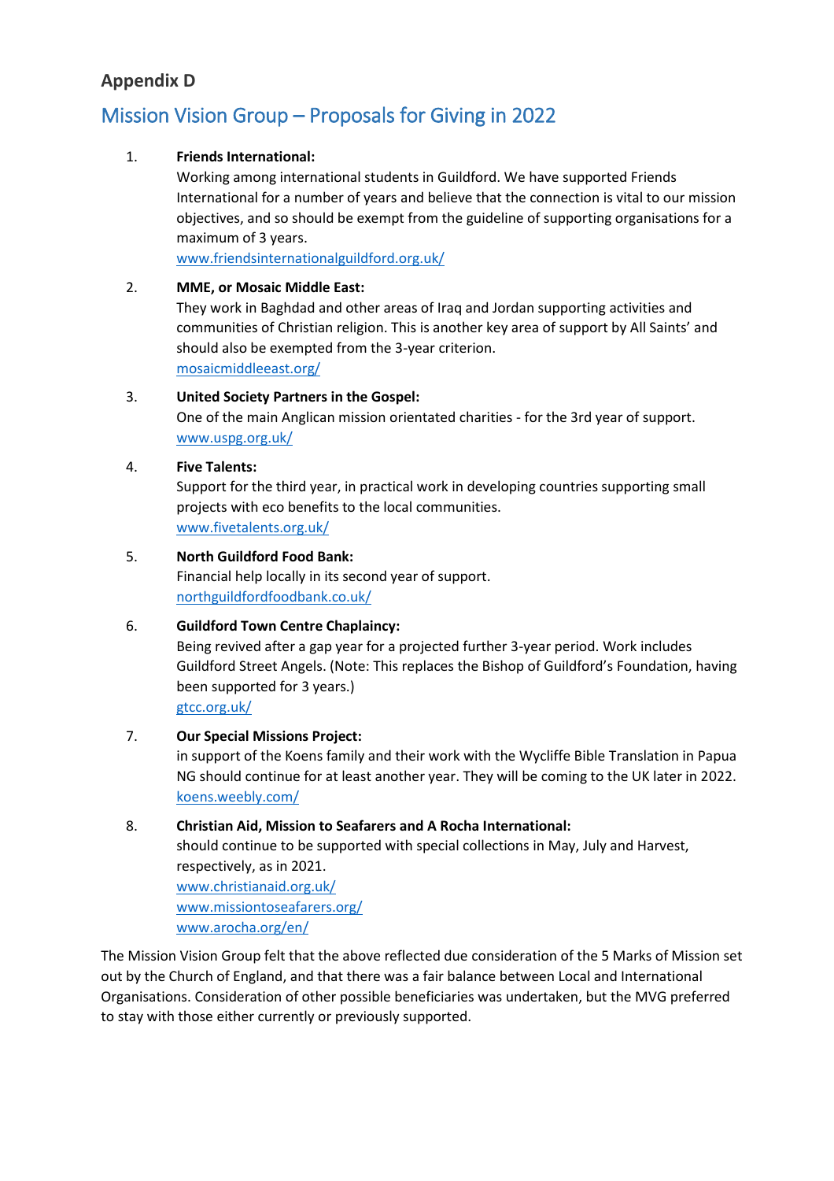## Appendix D

# Mission Vision Group – Proposals for Giving in 2022

1. **Friends International:**
   Working among international students in Guildford. We have supported Friends International for a number of years and believe that the connection is vital to our mission objectives, and so should be exempt from the guideline of supporting organisations for a maximum of 3 years.
   www.friendsinternationalguildford.org.uk/

2. **MME, or Mosaic Middle East:**
   They work in Baghdad and other areas of Iraq and Jordan supporting activities and communities of Christian religion. This is another key area of support by All Saints' and should also be exempted from the 3-year criterion.
   mosaicmiddleeast.org/

3. **United Society Partners in the Gospel:**
   One of the main Anglican mission orientated charities - for the 3rd year of support.
   www.uspg.org.uk/

4. **Five Talents:**
   Support for the third year, in practical work in developing countries supporting small projects with eco benefits to the local communities.
   www.fivetalents.org.uk/

5. **North Guildford Food Bank:**
   Financial help locally in its second year of support.
   northguildfordfoodbank.co.uk/

6. **Guildford Town Centre Chaplaincy:**
   Being revived after a gap year for a projected further 3-year period. Work includes Guildford Street Angels. (Note: This replaces the Bishop of Guildford's Foundation, having been supported for 3 years.)
   gtcc.org.uk/

7. **Our Special Missions Project:**
   in support of the Koens family and their work with the Wycliffe Bible Translation in Papua NG should continue for at least another year. They will be coming to the UK later in 2022.
   koens.weebly.com/

8. **Christian Aid, Mission to Seafarers and A Rocha International:**
   should continue to be supported with special collections in May, July and Harvest, respectively, as in 2021.
   www.christianaid.org.uk/
   www.missiontoseafarers.org/
   www.arocha.org/en/

The Mission Vision Group felt that the above reflected due consideration of the 5 Marks of Mission set out by the Church of England, and that there was a fair balance between Local and International Organisations. Consideration of other possible beneficiaries was undertaken, but the MVG preferred to stay with those either currently or previously supported.